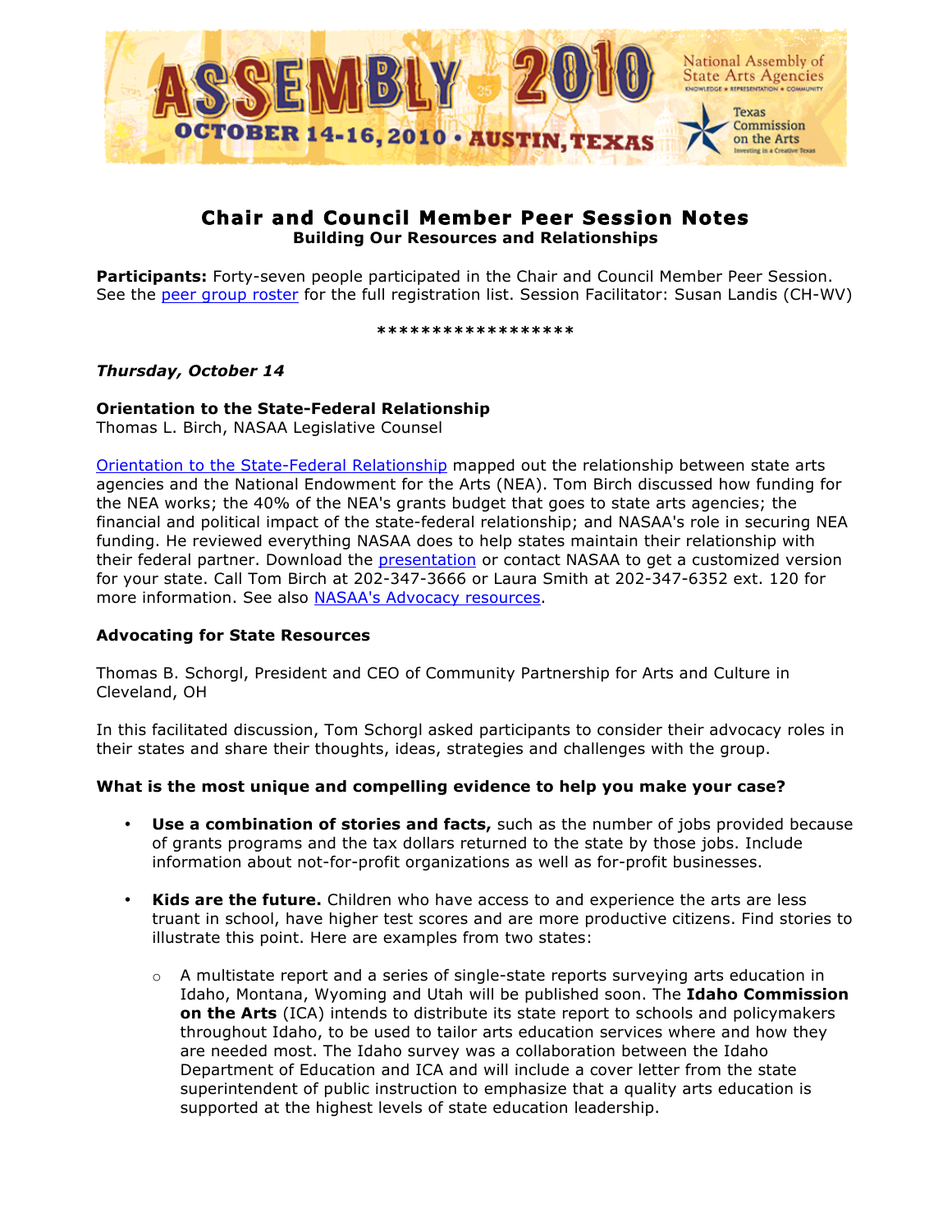# Chair and Council Member Peer Session Notes

## Building Our Resources and Relationships

**Participants:** Forty-seven people participated in the Chair and Council Member Peer Session. See the peer group roster for the full registration list. Session Facilitator: Susan Landis (CH-WV)

******************

*Thursday, October 14*

**Orientation to the State-Federal Relationship**
Thomas L. Birch, NASAA Legislative Counsel

Orientation to the State-Federal Relationship mapped out the relationship between state arts agencies and the National Endowment for the Arts (NEA). Tom Birch discussed how funding for the NEA works; the 40% of the NEA's grants budget that goes to state arts agencies; the financial and political impact of the state-federal relationship; and NASAA's role in securing NEA funding. He reviewed everything NASAA does to help states maintain their relationship with their federal partner. Download the presentation or contact NASAA to get a customized version for your state. Call Tom Birch at 202-347-3666 or Laura Smith at 202-347-6352 ext. 120 for more information. See also NASAA's Advocacy resources.

**Advocating for State Resources**

Thomas B. Schorgl, President and CEO of Community Partnership for Arts and Culture in Cleveland, OH

In this facilitated discussion, Tom Schorgl asked participants to consider their advocacy roles in their states and share their thoughts, ideas, strategies and challenges with the group.

**What is the most unique and compelling evidence to help you make your case?**

- **Use a combination of stories and facts,** such as the number of jobs provided because of grants programs and the tax dollars returned to the state by those jobs. Include information about not-for-profit organizations as well as for-profit businesses.
- **Kids are the future.** Children who have access to and experience the arts are less truant in school, have higher test scores and are more productive citizens. Find stories to illustrate this point. Here are examples from two states:
  - A multistate report and a series of single-state reports surveying arts education in Idaho, Montana, Wyoming and Utah will be published soon. The **Idaho Commission on the Arts** (ICA) intends to distribute its state report to schools and policymakers throughout Idaho, to be used to tailor arts education services where and how they are needed most. The Idaho survey was a collaboration between the Idaho Department of Education and ICA and will include a cover letter from the state superintendent of public instruction to emphasize that a quality arts education is supported at the highest levels of state education leadership.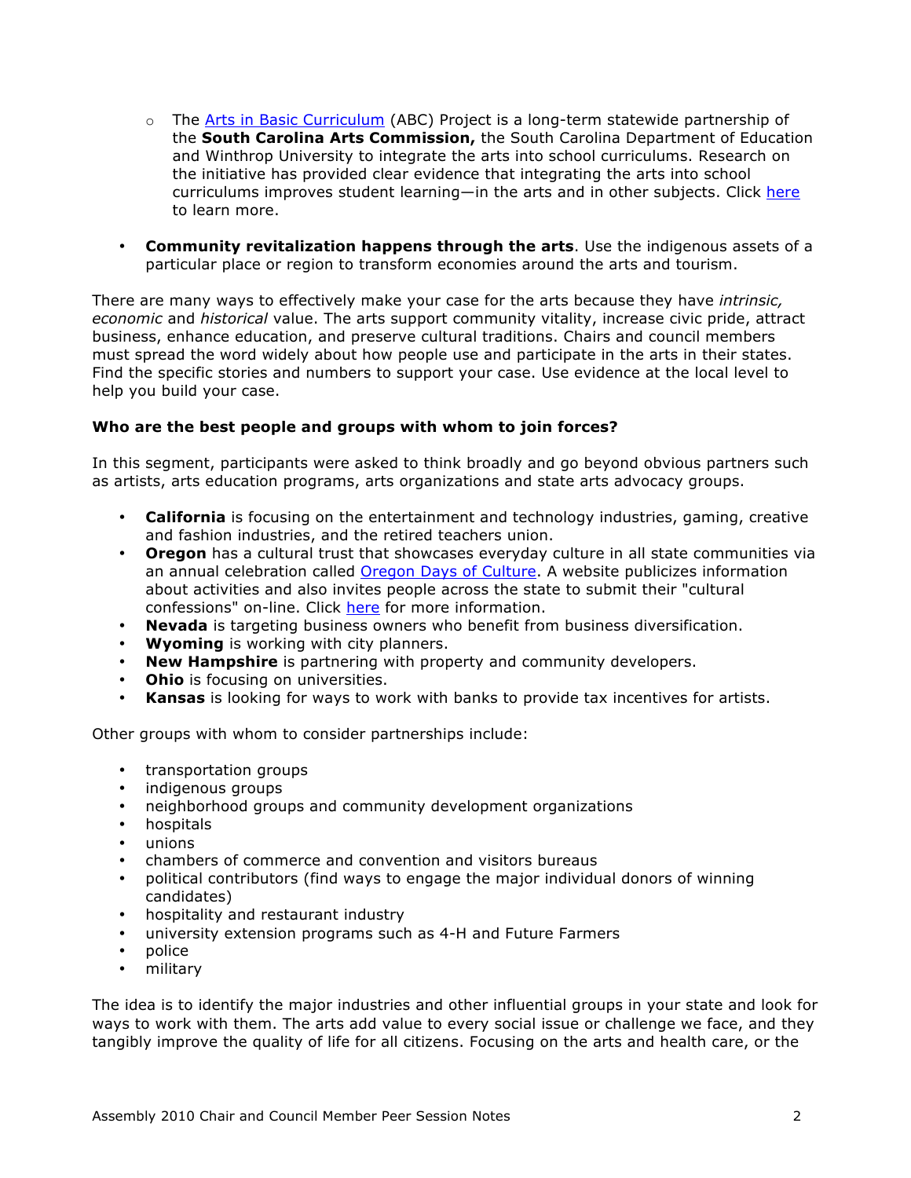- The Arts in Basic Curriculum (ABC) Project is a long-term statewide partnership of the **South Carolina Arts Commission,** the South Carolina Department of Education and Winthrop University to integrate the arts into school curriculums. Research on the initiative has provided clear evidence that integrating the arts into school curriculums improves student learning—in the arts and in other subjects. Click here to learn more.

- **Community revitalization happens through the arts**. Use the indigenous assets of a particular place or region to transform economies around the arts and tourism.

There are many ways to effectively make your case for the arts because they have *intrinsic, economic* and *historical* value. The arts support community vitality, increase civic pride, attract business, enhance education, and preserve cultural traditions. Chairs and council members must spread the word widely about how people use and participate in the arts in their states. Find the specific stories and numbers to support your case. Use evidence at the local level to help you build your case.

**Who are the best people and groups with whom to join forces?**

In this segment, participants were asked to think broadly and go beyond obvious partners such as artists, arts education programs, arts organizations and state arts advocacy groups.

- **California** is focusing on the entertainment and technology industries, gaming, creative and fashion industries, and the retired teachers union.
- **Oregon** has a cultural trust that showcases everyday culture in all state communities via an annual celebration called Oregon Days of Culture. A website publicizes information about activities and also invites people across the state to submit their "cultural confessions" on-line. Click here for more information.
- **Nevada** is targeting business owners who benefit from business diversification.
- **Wyoming** is working with city planners.
- **New Hampshire** is partnering with property and community developers.
- **Ohio** is focusing on universities.
- **Kansas** is looking for ways to work with banks to provide tax incentives for artists.

Other groups with whom to consider partnerships include:

- transportation groups
- indigenous groups
- neighborhood groups and community development organizations
- hospitals
- unions
- chambers of commerce and convention and visitors bureaus
- political contributors (find ways to engage the major individual donors of winning candidates)
- hospitality and restaurant industry
- university extension programs such as 4-H and Future Farmers
- police
- military

The idea is to identify the major industries and other influential groups in your state and look for ways to work with them. The arts add value to every social issue or challenge we face, and they tangibly improve the quality of life for all citizens. Focusing on the arts and health care, or the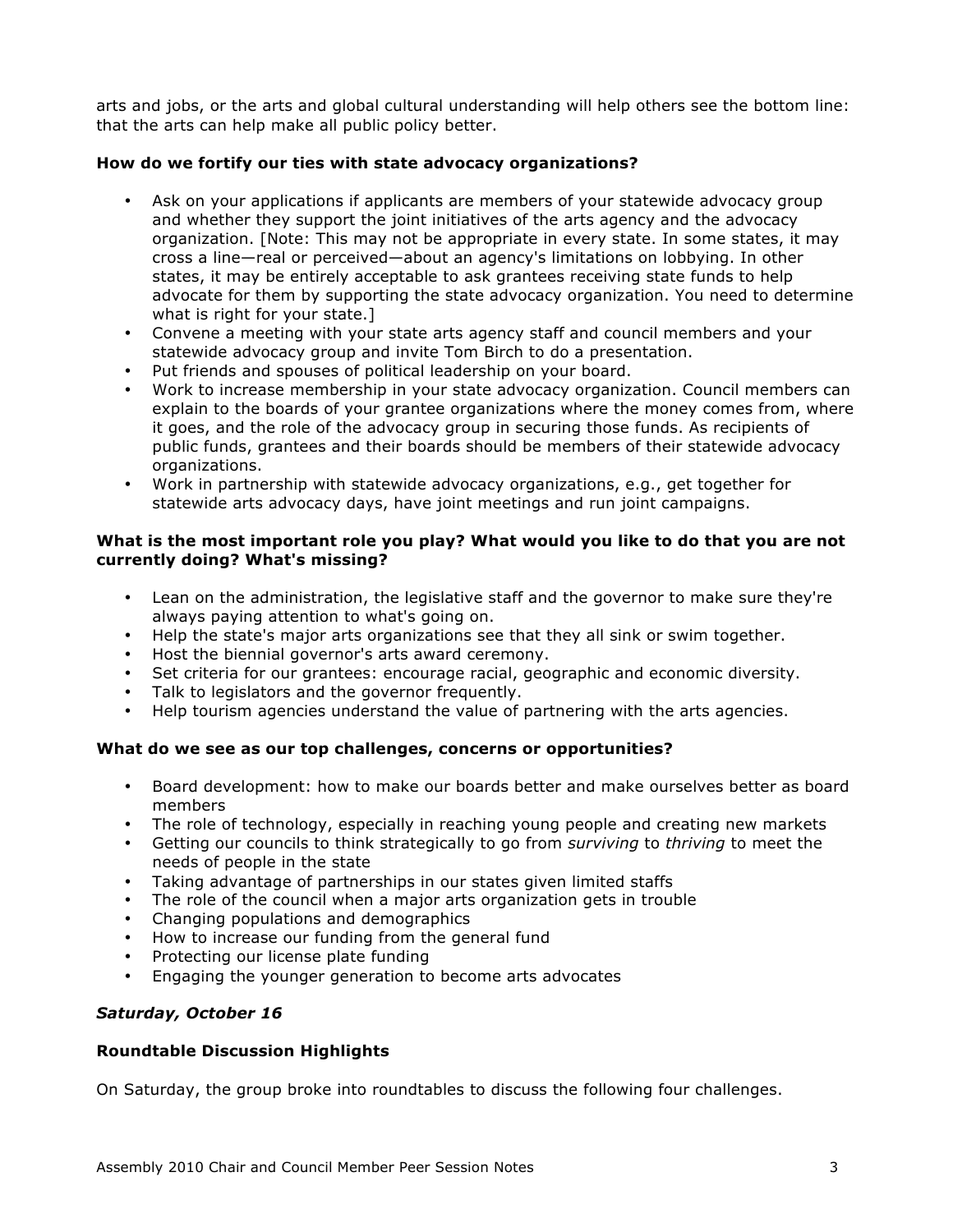arts and jobs, or the arts and global cultural understanding will help others see the bottom line: that the arts can help make all public policy better.

**How do we fortify our ties with state advocacy organizations?**

- Ask on your applications if applicants are members of your statewide advocacy group and whether they support the joint initiatives of the arts agency and the advocacy organization. [Note: This may not be appropriate in every state. In some states, it may cross a line—real or perceived—about an agency's limitations on lobbying. In other states, it may be entirely acceptable to ask grantees receiving state funds to help advocate for them by supporting the state advocacy organization. You need to determine what is right for your state.]
- Convene a meeting with your state arts agency staff and council members and your statewide advocacy group and invite Tom Birch to do a presentation.
- Put friends and spouses of political leadership on your board.
- Work to increase membership in your state advocacy organization. Council members can explain to the boards of your grantee organizations where the money comes from, where it goes, and the role of the advocacy group in securing those funds. As recipients of public funds, grantees and their boards should be members of their statewide advocacy organizations.
- Work in partnership with statewide advocacy organizations, e.g., get together for statewide arts advocacy days, have joint meetings and run joint campaigns.

**What is the most important role you play? What would you like to do that you are not currently doing? What's missing?**

- Lean on the administration, the legislative staff and the governor to make sure they're always paying attention to what's going on.
- Help the state's major arts organizations see that they all sink or swim together.
- Host the biennial governor's arts award ceremony.
- Set criteria for our grantees: encourage racial, geographic and economic diversity.
- Talk to legislators and the governor frequently.
- Help tourism agencies understand the value of partnering with the arts agencies.

**What do we see as our top challenges, concerns or opportunities?**

- Board development: how to make our boards better and make ourselves better as board members
- The role of technology, especially in reaching young people and creating new markets
- Getting our councils to think strategically to go from *surviving* to *thriving* to meet the needs of people in the state
- Taking advantage of partnerships in our states given limited staffs
- The role of the council when a major arts organization gets in trouble
- Changing populations and demographics
- How to increase our funding from the general fund
- Protecting our license plate funding
- Engaging the younger generation to become arts advocates

***Saturday, October 16***

**Roundtable Discussion Highlights**

On Saturday, the group broke into roundtables to discuss the following four challenges.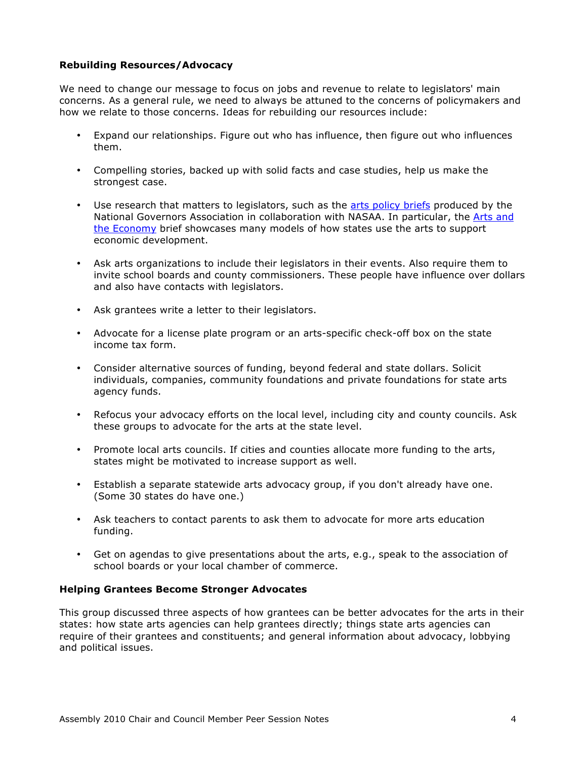**Rebuilding Resources/Advocacy**

We need to change our message to focus on jobs and revenue to relate to legislators' main concerns. As a general rule, we need to always be attuned to the concerns of policymakers and how we relate to those concerns. Ideas for rebuilding our resources include:

- Expand our relationships. Figure out who has influence, then figure out who influences them.
- Compelling stories, backed up with solid facts and case studies, help us make the strongest case.
- Use research that matters to legislators, such as the arts policy briefs produced by the National Governors Association in collaboration with NASAA. In particular, the Arts and the Economy brief showcases many models of how states use the arts to support economic development.
- Ask arts organizations to include their legislators in their events. Also require them to invite school boards and county commissioners. These people have influence over dollars and also have contacts with legislators.
- Ask grantees write a letter to their legislators.
- Advocate for a license plate program or an arts-specific check-off box on the state income tax form.
- Consider alternative sources of funding, beyond federal and state dollars. Solicit individuals, companies, community foundations and private foundations for state arts agency funds.
- Refocus your advocacy efforts on the local level, including city and county councils. Ask these groups to advocate for the arts at the state level.
- Promote local arts councils. If cities and counties allocate more funding to the arts, states might be motivated to increase support as well.
- Establish a separate statewide arts advocacy group, if you don't already have one. (Some 30 states do have one.)
- Ask teachers to contact parents to ask them to advocate for more arts education funding.
- Get on agendas to give presentations about the arts, e.g., speak to the association of school boards or your local chamber of commerce.

**Helping Grantees Become Stronger Advocates**

This group discussed three aspects of how grantees can be better advocates for the arts in their states: how state arts agencies can help grantees directly; things state arts agencies can require of their grantees and constituents; and general information about advocacy, lobbying and political issues.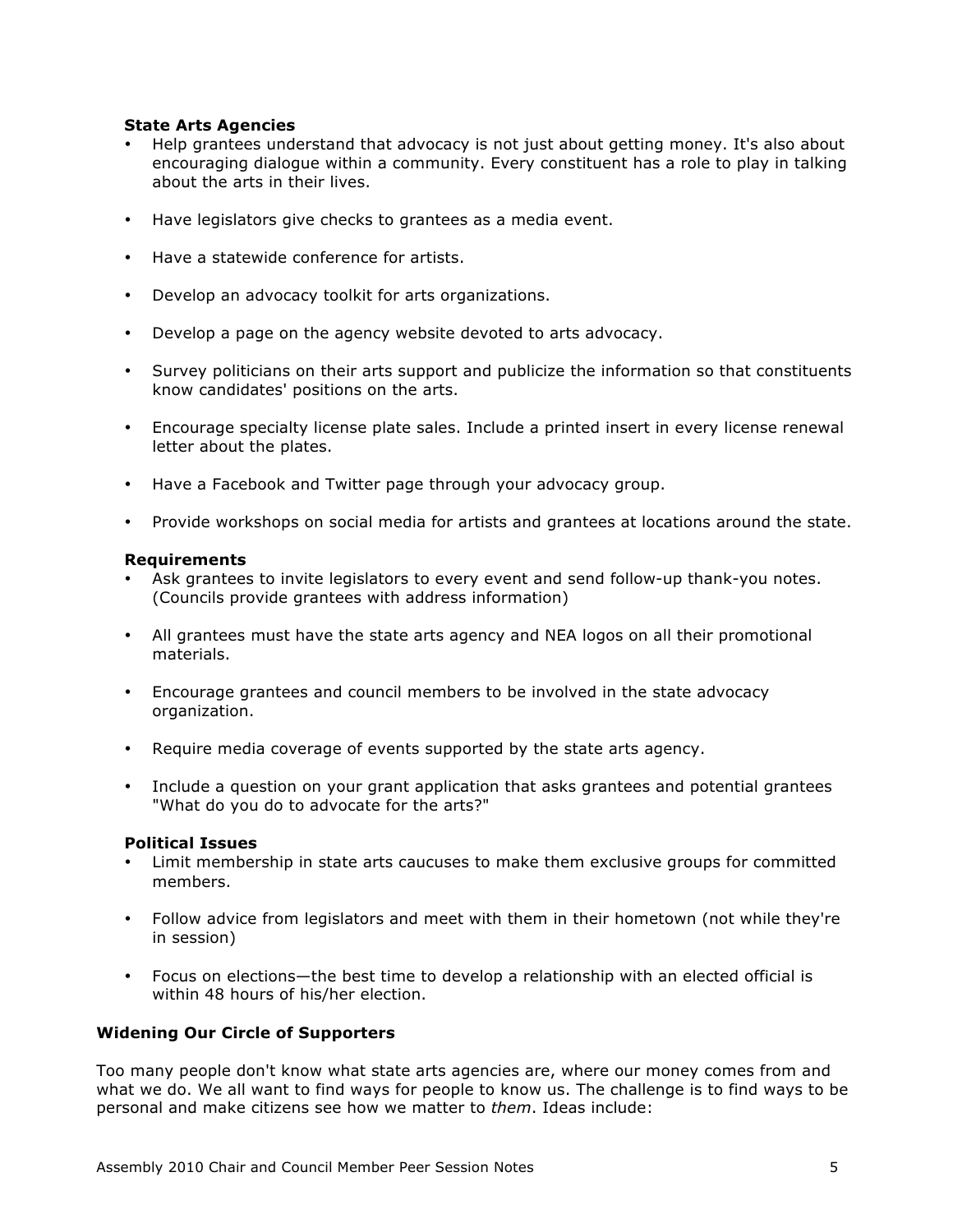**State Arts Agencies**

- Help grantees understand that advocacy is not just about getting money. It's also about encouraging dialogue within a community. Every constituent has a role to play in talking about the arts in their lives.
- Have legislators give checks to grantees as a media event.
- Have a statewide conference for artists.
- Develop an advocacy toolkit for arts organizations.
- Develop a page on the agency website devoted to arts advocacy.
- Survey politicians on their arts support and publicize the information so that constituents know candidates' positions on the arts.
- Encourage specialty license plate sales. Include a printed insert in every license renewal letter about the plates.
- Have a Facebook and Twitter page through your advocacy group.
- Provide workshops on social media for artists and grantees at locations around the state.

**Requirements**

- Ask grantees to invite legislators to every event and send follow-up thank-you notes. (Councils provide grantees with address information)
- All grantees must have the state arts agency and NEA logos on all their promotional materials.
- Encourage grantees and council members to be involved in the state advocacy organization.
- Require media coverage of events supported by the state arts agency.
- Include a question on your grant application that asks grantees and potential grantees "What do you do to advocate for the arts?"

**Political Issues**

- Limit membership in state arts caucuses to make them exclusive groups for committed members.
- Follow advice from legislators and meet with them in their hometown (not while they're in session)
- Focus on elections—the best time to develop a relationship with an elected official is within 48 hours of his/her election.

**Widening Our Circle of Supporters**

Too many people don't know what state arts agencies are, where our money comes from and what we do. We all want to find ways for people to know us. The challenge is to find ways to be personal and make citizens see how we matter to *them*. Ideas include: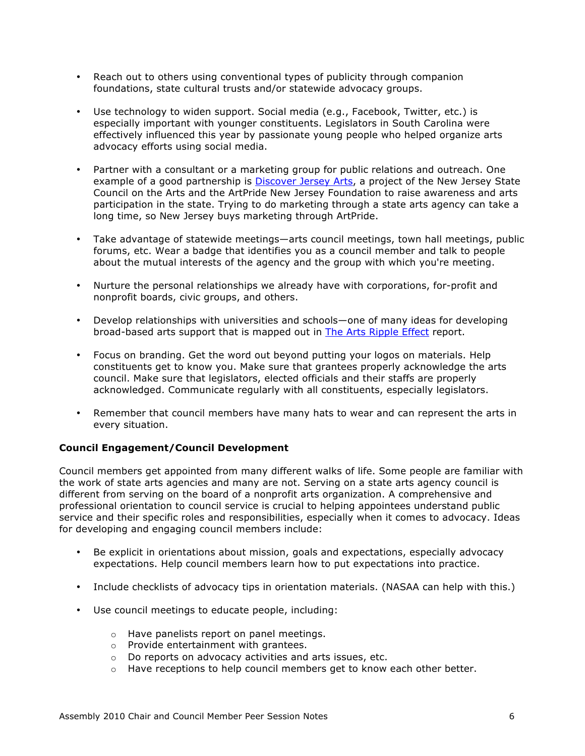- Reach out to others using conventional types of publicity through companion foundations, state cultural trusts and/or statewide advocacy groups.

- Use technology to widen support. Social media (e.g., Facebook, Twitter, etc.) is especially important with younger constituents. Legislators in South Carolina were effectively influenced this year by passionate young people who helped organize arts advocacy efforts using social media.

- Partner with a consultant or a marketing group for public relations and outreach. One example of a good partnership is Discover Jersey Arts, a project of the New Jersey State Council on the Arts and the ArtPride New Jersey Foundation to raise awareness and arts participation in the state. Trying to do marketing through a state arts agency can take a long time, so New Jersey buys marketing through ArtPride.

- Take advantage of statewide meetings—arts council meetings, town hall meetings, public forums, etc. Wear a badge that identifies you as a council member and talk to people about the mutual interests of the agency and the group with which you're meeting.

- Nurture the personal relationships we already have with corporations, for-profit and nonprofit boards, civic groups, and others.

- Develop relationships with universities and schools—one of many ideas for developing broad-based arts support that is mapped out in The Arts Ripple Effect report.

- Focus on branding. Get the word out beyond putting your logos on materials. Help constituents get to know you. Make sure that grantees properly acknowledge the arts council. Make sure that legislators, elected officials and their staffs are properly acknowledged. Communicate regularly with all constituents, especially legislators.

- Remember that council members have many hats to wear and can represent the arts in every situation.

**Council Engagement/Council Development**

Council members get appointed from many different walks of life. Some people are familiar with the work of state arts agencies and many are not. Serving on a state arts agency council is different from serving on the board of a nonprofit arts organization. A comprehensive and professional orientation to council service is crucial to helping appointees understand public service and their specific roles and responsibilities, especially when it comes to advocacy. Ideas for developing and engaging council members include:

- Be explicit in orientations about mission, goals and expectations, especially advocacy expectations. Help council members learn how to put expectations into practice.

- Include checklists of advocacy tips in orientation materials. (NASAA can help with this.)

- Use council meetings to educate people, including:
  - Have panelists report on panel meetings.
  - Provide entertainment with grantees.
  - Do reports on advocacy activities and arts issues, etc.
  - Have receptions to help council members get to know each other better.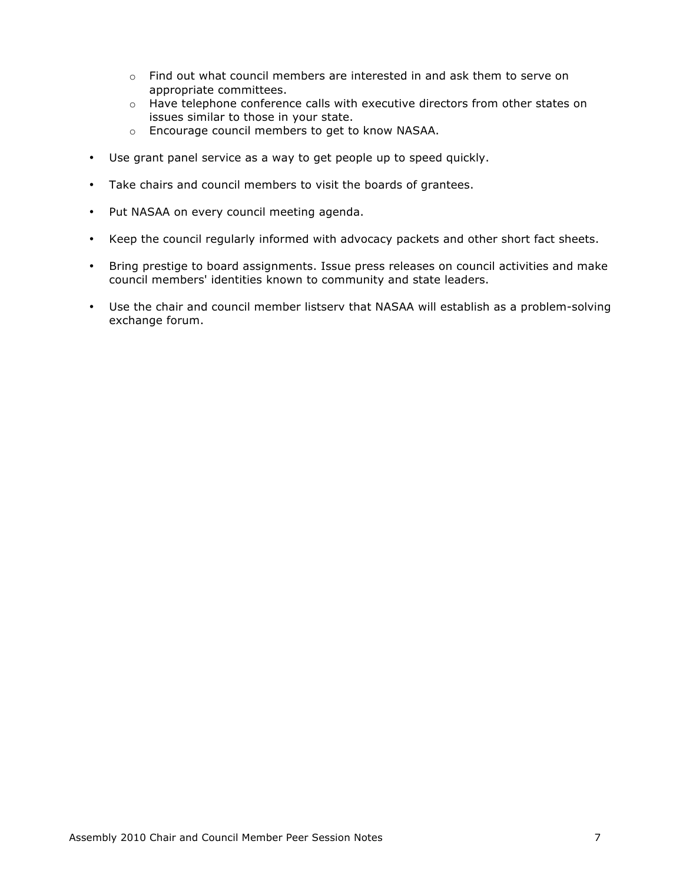- Find out what council members are interested in and ask them to serve on appropriate committees.
    - Have telephone conference calls with executive directors from other states on issues similar to those in your state.
    - Encourage council members to get to know NASAA.

- Use grant panel service as a way to get people up to speed quickly.
- Take chairs and council members to visit the boards of grantees.
- Put NASAA on every council meeting agenda.
- Keep the council regularly informed with advocacy packets and other short fact sheets.
- Bring prestige to board assignments. Issue press releases on council activities and make council members' identities known to community and state leaders.
- Use the chair and council member listserv that NASAA will establish as a problem-solving exchange forum.